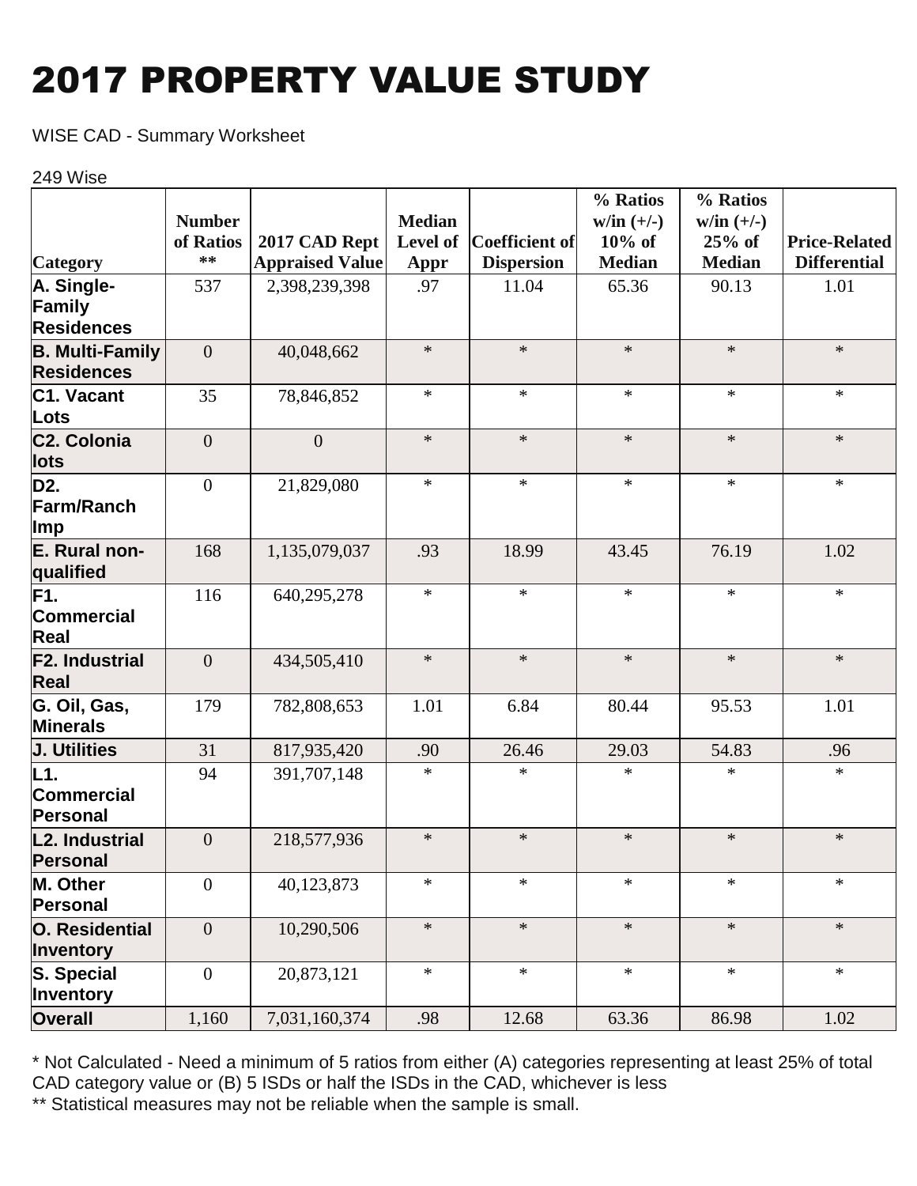# 2017 PROPERTY VALUE STUDY

WISE CAD - Summary Worksheet

249 Wise

| Category | Number of Ratios ** | 2017 CAD Rept Appraised Value | Median Level of Appr | Coefficient of Dispersion | % Ratios w/in (+/-) 10% of Median | % Ratios w/in (+/-) 25% of Median | Price-Related Differential |
|---|---|---|---|---|---|---|---|
| A. Single-Family Residences | 537 | 2,398,239,398 | .97 | 11.04 | 65.36 | 90.13 | 1.01 |
| B. Multi-Family Residences | 0 | 40,048,662 | * | * | * | * | * |
| C1. Vacant Lots | 35 | 78,846,852 | * | * | * | * | * |
| C2. Colonia lots | 0 | 0 | * | * | * | * | * |
| D2. Farm/Ranch Imp | 0 | 21,829,080 | * | * | * | * | * |
| E. Rural non-qualified | 168 | 1,135,079,037 | .93 | 18.99 | 43.45 | 76.19 | 1.02 |
| F1. Commercial Real | 116 | 640,295,278 | * | * | * | * | * |
| F2. Industrial Real | 0 | 434,505,410 | * | * | * | * | * |
| G. Oil, Gas, Minerals | 179 | 782,808,653 | 1.01 | 6.84 | 80.44 | 95.53 | 1.01 |
| J. Utilities | 31 | 817,935,420 | .90 | 26.46 | 29.03 | 54.83 | .96 |
| L1. Commercial Personal | 94 | 391,707,148 | * | * | * | * | * |
| L2. Industrial Personal | 0 | 218,577,936 | * | * | * | * | * |
| M. Other Personal | 0 | 40,123,873 | * | * | * | * | * |
| O. Residential Inventory | 0 | 10,290,506 | * | * | * | * | * |
| S. Special Inventory | 0 | 20,873,121 | * | * | * | * | * |
| Overall | 1,160 | 7,031,160,374 | .98 | 12.68 | 63.36 | 86.98 | 1.02 |

* Not Calculated - Need a minimum of 5 ratios from either (A) categories representing at least 25% of total CAD category value or (B) 5 ISDs or half the ISDs in the CAD, whichever is less

** Statistical measures may not be reliable when the sample is small.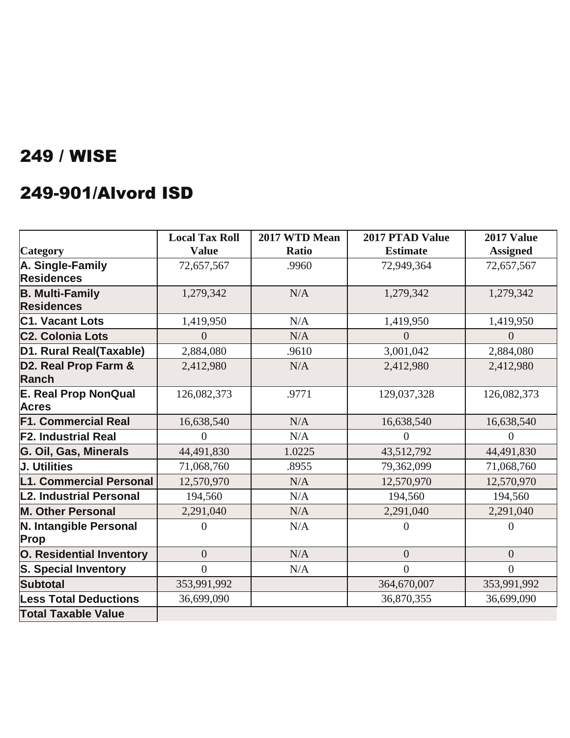## 249 / WISE

## 249-901/Alvord ISD

| Category | Local Tax Roll Value | 2017 WTD Mean Ratio | 2017 PTAD Value Estimate | 2017 Value Assigned |
|---|---|---|---|---|
| A. Single-Family Residences | 72,657,567 | .9960 | 72,949,364 | 72,657,567 |
| B. Multi-Family Residences | 1,279,342 | N/A | 1,279,342 | 1,279,342 |
| C1. Vacant Lots | 1,419,950 | N/A | 1,419,950 | 1,419,950 |
| C2. Colonia Lots | 0 | N/A | 0 | 0 |
| D1. Rural Real(Taxable) | 2,884,080 | .9610 | 3,001,042 | 2,884,080 |
| D2. Real Prop Farm & Ranch | 2,412,980 | N/A | 2,412,980 | 2,412,980 |
| E. Real Prop NonQual Acres | 126,082,373 | .9771 | 129,037,328 | 126,082,373 |
| F1. Commercial Real | 16,638,540 | N/A | 16,638,540 | 16,638,540 |
| F2. Industrial Real | 0 | N/A | 0 | 0 |
| G. Oil, Gas, Minerals | 44,491,830 | 1.0225 | 43,512,792 | 44,491,830 |
| J. Utilities | 71,068,760 | .8955 | 79,362,099 | 71,068,760 |
| L1. Commercial Personal | 12,570,970 | N/A | 12,570,970 | 12,570,970 |
| L2. Industrial Personal | 194,560 | N/A | 194,560 | 194,560 |
| M. Other Personal | 2,291,040 | N/A | 2,291,040 | 2,291,040 |
| N. Intangible Personal Prop | 0 | N/A | 0 | 0 |
| O. Residential Inventory | 0 | N/A | 0 | 0 |
| S. Special Inventory | 0 | N/A | 0 | 0 |
| Subtotal | 353,991,992 | | 364,670,007 | 353,991,992 |
| Less Total Deductions | 36,699,090 | | 36,870,355 | 36,699,090 |
| Total Taxable Value | | | | |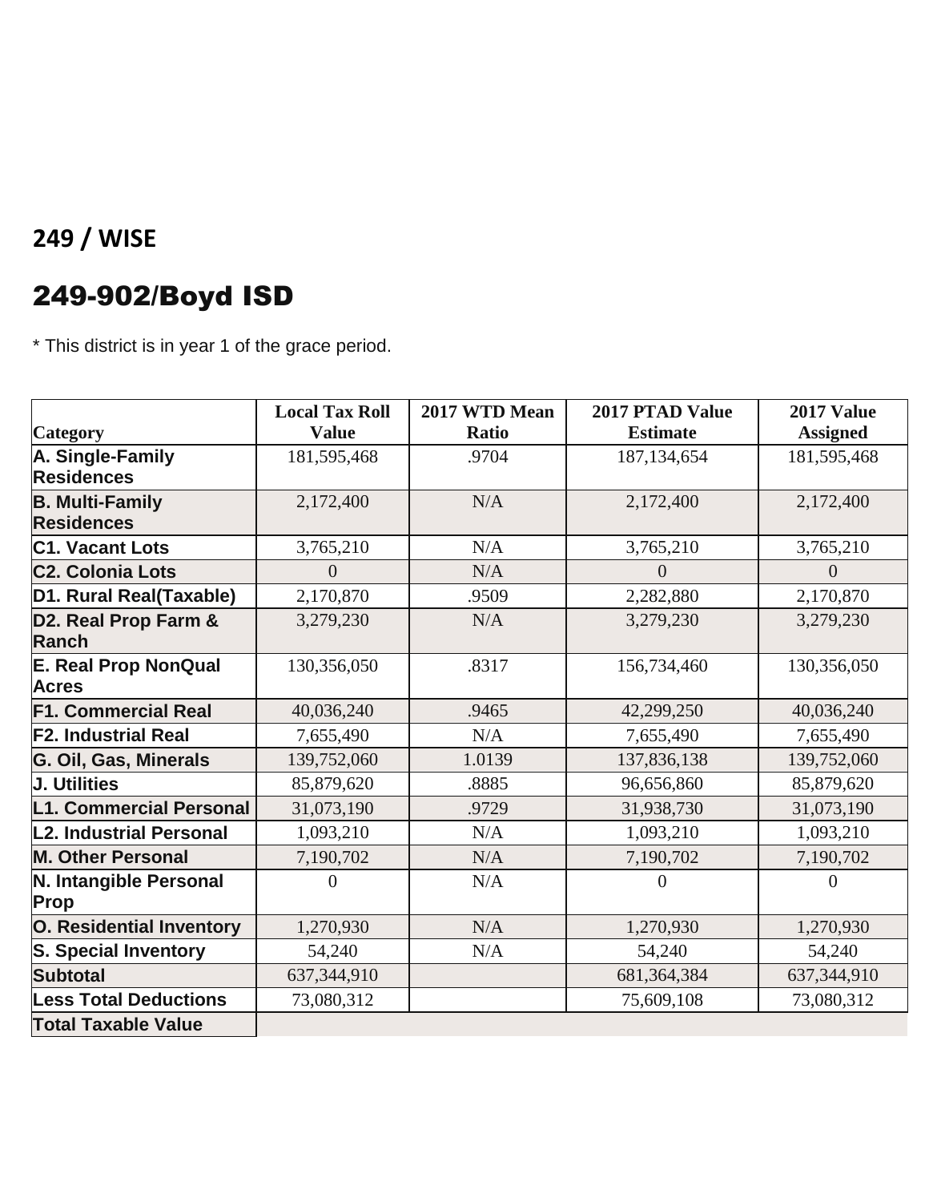## 249 / WISE

## 249-902/Boyd ISD

* This district is in year 1 of the grace period.

| Category | Local Tax Roll Value | 2017 WTD Mean Ratio | 2017 PTAD Value Estimate | 2017 Value Assigned |
|---|---|---|---|---|
| A. Single-Family Residences | 181,595,468 | .9704 | 187,134,654 | 181,595,468 |
| B. Multi-Family Residences | 2,172,400 | N/A | 2,172,400 | 2,172,400 |
| C1. Vacant Lots | 3,765,210 | N/A | 3,765,210 | 3,765,210 |
| C2. Colonia Lots | 0 | N/A | 0 | 0 |
| D1. Rural Real(Taxable) | 2,170,870 | .9509 | 2,282,880 | 2,170,870 |
| D2. Real Prop Farm & Ranch | 3,279,230 | N/A | 3,279,230 | 3,279,230 |
| E. Real Prop NonQual Acres | 130,356,050 | .8317 | 156,734,460 | 130,356,050 |
| F1. Commercial Real | 40,036,240 | .9465 | 42,299,250 | 40,036,240 |
| F2. Industrial Real | 7,655,490 | N/A | 7,655,490 | 7,655,490 |
| G. Oil, Gas, Minerals | 139,752,060 | 1.0139 | 137,836,138 | 139,752,060 |
| J. Utilities | 85,879,620 | .8885 | 96,656,860 | 85,879,620 |
| L1. Commercial Personal | 31,073,190 | .9729 | 31,938,730 | 31,073,190 |
| L2. Industrial Personal | 1,093,210 | N/A | 1,093,210 | 1,093,210 |
| M. Other Personal | 7,190,702 | N/A | 7,190,702 | 7,190,702 |
| N. Intangible Personal Prop | 0 | N/A | 0 | 0 |
| O. Residential Inventory | 1,270,930 | N/A | 1,270,930 | 1,270,930 |
| S. Special Inventory | 54,240 | N/A | 54,240 | 54,240 |
| Subtotal | 637,344,910 | | 681,364,384 | 637,344,910 |
| Less Total Deductions | 73,080,312 | | 75,609,108 | 73,080,312 |
| Total Taxable Value | | | | |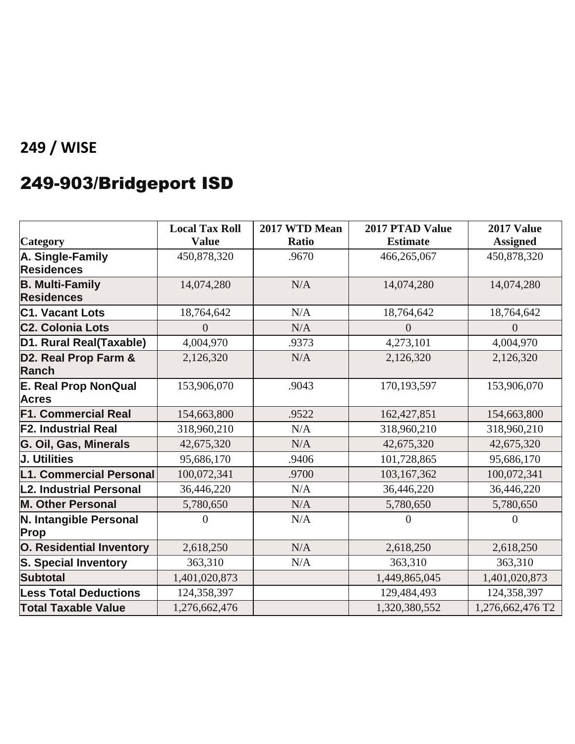## 249 / WISE

# 249-903/Bridgeport ISD

| Category | Local Tax Roll Value | 2017 WTD Mean Ratio | 2017 PTAD Value Estimate | 2017 Value Assigned |
|---|---|---|---|---|
| A. Single-Family Residences | 450,878,320 | .9670 | 466,265,067 | 450,878,320 |
| B. Multi-Family Residences | 14,074,280 | N/A | 14,074,280 | 14,074,280 |
| C1. Vacant Lots | 18,764,642 | N/A | 18,764,642 | 18,764,642 |
| C2. Colonia Lots | 0 | N/A | 0 | 0 |
| D1. Rural Real(Taxable) | 4,004,970 | .9373 | 4,273,101 | 4,004,970 |
| D2. Real Prop Farm & Ranch | 2,126,320 | N/A | 2,126,320 | 2,126,320 |
| E. Real Prop NonQual Acres | 153,906,070 | .9043 | 170,193,597 | 153,906,070 |
| F1. Commercial Real | 154,663,800 | .9522 | 162,427,851 | 154,663,800 |
| F2. Industrial Real | 318,960,210 | N/A | 318,960,210 | 318,960,210 |
| G. Oil, Gas, Minerals | 42,675,320 | N/A | 42,675,320 | 42,675,320 |
| J. Utilities | 95,686,170 | .9406 | 101,728,865 | 95,686,170 |
| L1. Commercial Personal | 100,072,341 | .9700 | 103,167,362 | 100,072,341 |
| L2. Industrial Personal | 36,446,220 | N/A | 36,446,220 | 36,446,220 |
| M. Other Personal | 5,780,650 | N/A | 5,780,650 | 5,780,650 |
| N. Intangible Personal Prop | 0 | N/A | 0 | 0 |
| O. Residential Inventory | 2,618,250 | N/A | 2,618,250 | 2,618,250 |
| S. Special Inventory | 363,310 | N/A | 363,310 | 363,310 |
| Subtotal | 1,401,020,873 | | 1,449,865,045 | 1,401,020,873 |
| Less Total Deductions | 124,358,397 | | 129,484,493 | 124,358,397 |
| Total Taxable Value | 1,276,662,476 | | 1,320,380,552 | 1,276,662,476 T2 |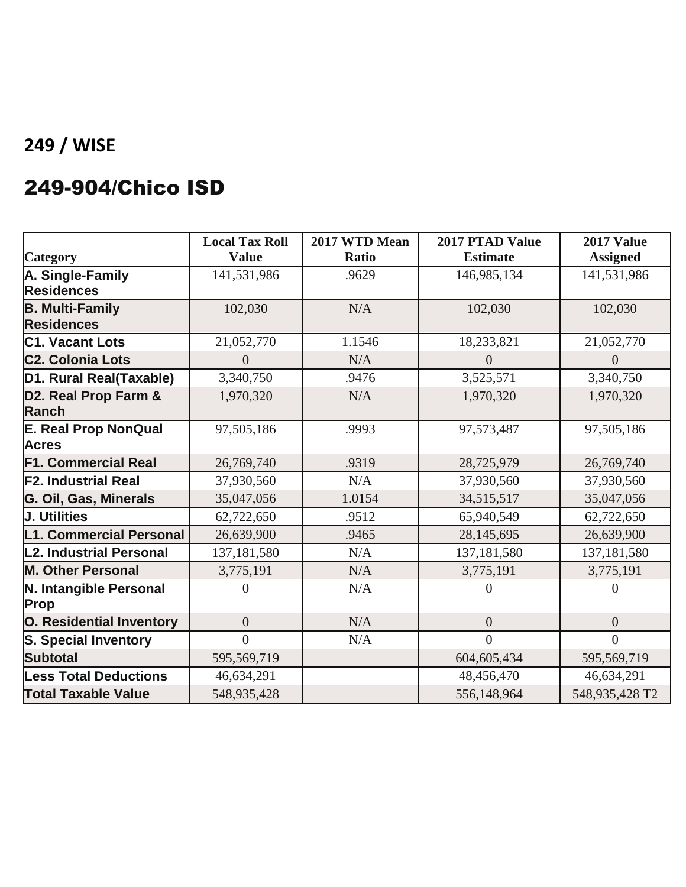## 249 / WISE

## 249-904/Chico ISD

| Category | Local Tax Roll Value | 2017 WTD Mean Ratio | 2017 PTAD Value Estimate | 2017 Value Assigned |
|---|---|---|---|---|
| A. Single-Family Residences | 141,531,986 | .9629 | 146,985,134 | 141,531,986 |
| B. Multi-Family Residences | 102,030 | N/A | 102,030 | 102,030 |
| C1. Vacant Lots | 21,052,770 | 1.1546 | 18,233,821 | 21,052,770 |
| C2. Colonia Lots | 0 | N/A | 0 | 0 |
| D1. Rural Real(Taxable) | 3,340,750 | .9476 | 3,525,571 | 3,340,750 |
| D2. Real Prop Farm & Ranch | 1,970,320 | N/A | 1,970,320 | 1,970,320 |
| E. Real Prop NonQual Acres | 97,505,186 | .9993 | 97,573,487 | 97,505,186 |
| F1. Commercial Real | 26,769,740 | .9319 | 28,725,979 | 26,769,740 |
| F2. Industrial Real | 37,930,560 | N/A | 37,930,560 | 37,930,560 |
| G. Oil, Gas, Minerals | 35,047,056 | 1.0154 | 34,515,517 | 35,047,056 |
| J. Utilities | 62,722,650 | .9512 | 65,940,549 | 62,722,650 |
| L1. Commercial Personal | 26,639,900 | .9465 | 28,145,695 | 26,639,900 |
| L2. Industrial Personal | 137,181,580 | N/A | 137,181,580 | 137,181,580 |
| M. Other Personal | 3,775,191 | N/A | 3,775,191 | 3,775,191 |
| N. Intangible Personal Prop | 0 | N/A | 0 | 0 |
| O. Residential Inventory | 0 | N/A | 0 | 0 |
| S. Special Inventory | 0 | N/A | 0 | 0 |
| Subtotal | 595,569,719 | | 604,605,434 | 595,569,719 |
| Less Total Deductions | 46,634,291 | | 48,456,470 | 46,634,291 |
| Total Taxable Value | 548,935,428 | | 556,148,964 | 548,935,428 T2 |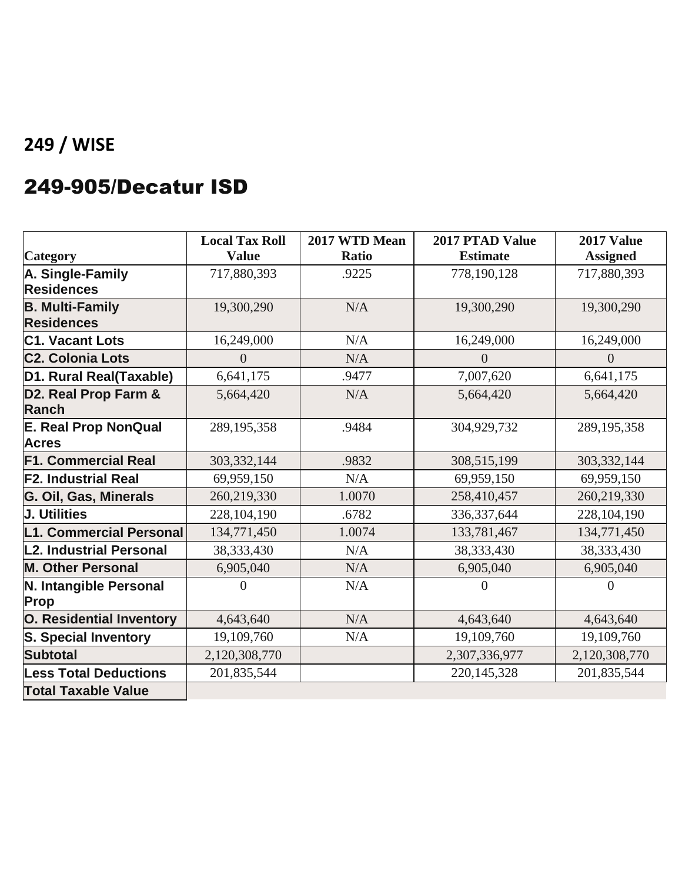## 249 / WISE

## 249-905/Decatur ISD

| Category | Local Tax Roll Value | 2017 WTD Mean Ratio | 2017 PTAD Value Estimate | 2017 Value Assigned |
|---|---|---|---|---|
| A. Single-Family Residences | 717,880,393 | .9225 | 778,190,128 | 717,880,393 |
| B. Multi-Family Residences | 19,300,290 | N/A | 19,300,290 | 19,300,290 |
| C1. Vacant Lots | 16,249,000 | N/A | 16,249,000 | 16,249,000 |
| C2. Colonia Lots | 0 | N/A | 0 | 0 |
| D1. Rural Real(Taxable) | 6,641,175 | .9477 | 7,007,620 | 6,641,175 |
| D2. Real Prop Farm & Ranch | 5,664,420 | N/A | 5,664,420 | 5,664,420 |
| E. Real Prop NonQual Acres | 289,195,358 | .9484 | 304,929,732 | 289,195,358 |
| F1. Commercial Real | 303,332,144 | .9832 | 308,515,199 | 303,332,144 |
| F2. Industrial Real | 69,959,150 | N/A | 69,959,150 | 69,959,150 |
| G. Oil, Gas, Minerals | 260,219,330 | 1.0070 | 258,410,457 | 260,219,330 |
| J. Utilities | 228,104,190 | .6782 | 336,337,644 | 228,104,190 |
| L1. Commercial Personal | 134,771,450 | 1.0074 | 133,781,467 | 134,771,450 |
| L2. Industrial Personal | 38,333,430 | N/A | 38,333,430 | 38,333,430 |
| M. Other Personal | 6,905,040 | N/A | 6,905,040 | 6,905,040 |
| N. Intangible Personal Prop | 0 | N/A | 0 | 0 |
| O. Residential Inventory | 4,643,640 | N/A | 4,643,640 | 4,643,640 |
| S. Special Inventory | 19,109,760 | N/A | 19,109,760 | 19,109,760 |
| Subtotal | 2,120,308,770 | | 2,307,336,977 | 2,120,308,770 |
| Less Total Deductions | 201,835,544 | | 220,145,328 | 201,835,544 |
| Total Taxable Value | | | | |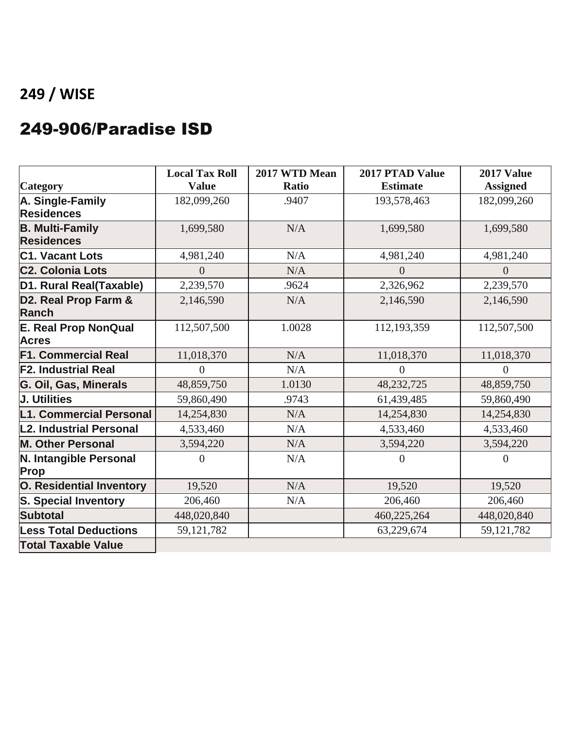## 249 / WISE

## 249-906/Paradise ISD

| Category | Local Tax Roll Value | 2017 WTD Mean Ratio | 2017 PTAD Value Estimate | 2017 Value Assigned |
|---|---|---|---|---|
| A. Single-Family Residences | 182,099,260 | .9407 | 193,578,463 | 182,099,260 |
| B. Multi-Family Residences | 1,699,580 | N/A | 1,699,580 | 1,699,580 |
| C1. Vacant Lots | 4,981,240 | N/A | 4,981,240 | 4,981,240 |
| C2. Colonia Lots | 0 | N/A | 0 | 0 |
| D1. Rural Real(Taxable) | 2,239,570 | .9624 | 2,326,962 | 2,239,570 |
| D2. Real Prop Farm & Ranch | 2,146,590 | N/A | 2,146,590 | 2,146,590 |
| E. Real Prop NonQual Acres | 112,507,500 | 1.0028 | 112,193,359 | 112,507,500 |
| F1. Commercial Real | 11,018,370 | N/A | 11,018,370 | 11,018,370 |
| F2. Industrial Real | 0 | N/A | 0 | 0 |
| G. Oil, Gas, Minerals | 48,859,750 | 1.0130 | 48,232,725 | 48,859,750 |
| J. Utilities | 59,860,490 | .9743 | 61,439,485 | 59,860,490 |
| L1. Commercial Personal | 14,254,830 | N/A | 14,254,830 | 14,254,830 |
| L2. Industrial Personal | 4,533,460 | N/A | 4,533,460 | 4,533,460 |
| M. Other Personal | 3,594,220 | N/A | 3,594,220 | 3,594,220 |
| N. Intangible Personal Prop | 0 | N/A | 0 | 0 |
| O. Residential Inventory | 19,520 | N/A | 19,520 | 19,520 |
| S. Special Inventory | 206,460 | N/A | 206,460 | 206,460 |
| Subtotal | 448,020,840 | | 460,225,264 | 448,020,840 |
| Less Total Deductions | 59,121,782 | | 63,229,674 | 59,121,782 |
| Total Taxable Value | | | | |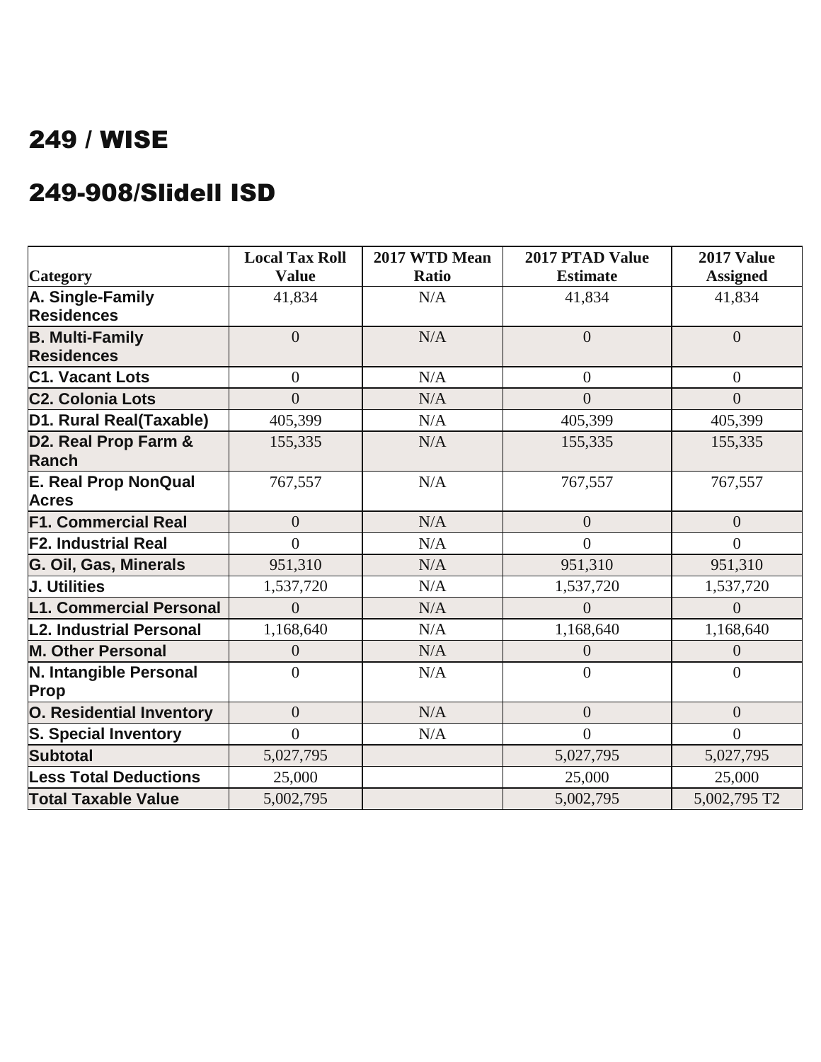## 249 / WISE

## 249-908/Slidell ISD

| Category | Local Tax Roll Value | 2017 WTD Mean Ratio | 2017 PTAD Value Estimate | 2017 Value Assigned |
|---|---|---|---|---|
| A. Single-Family Residences | 41,834 | N/A | 41,834 | 41,834 |
| B. Multi-Family Residences | 0 | N/A | 0 | 0 |
| C1. Vacant Lots | 0 | N/A | 0 | 0 |
| C2. Colonia Lots | 0 | N/A | 0 | 0 |
| D1. Rural Real(Taxable) | 405,399 | N/A | 405,399 | 405,399 |
| D2. Real Prop Farm & Ranch | 155,335 | N/A | 155,335 | 155,335 |
| E. Real Prop NonQual Acres | 767,557 | N/A | 767,557 | 767,557 |
| F1. Commercial Real | 0 | N/A | 0 | 0 |
| F2. Industrial Real | 0 | N/A | 0 | 0 |
| G. Oil, Gas, Minerals | 951,310 | N/A | 951,310 | 951,310 |
| J. Utilities | 1,537,720 | N/A | 1,537,720 | 1,537,720 |
| L1. Commercial Personal | 0 | N/A | 0 | 0 |
| L2. Industrial Personal | 1,168,640 | N/A | 1,168,640 | 1,168,640 |
| M. Other Personal | 0 | N/A | 0 | 0 |
| N. Intangible Personal Prop | 0 | N/A | 0 | 0 |
| O. Residential Inventory | 0 | N/A | 0 | 0 |
| S. Special Inventory | 0 | N/A | 0 | 0 |
| Subtotal | 5,027,795 | | 5,027,795 | 5,027,795 |
| Less Total Deductions | 25,000 | | 25,000 | 25,000 |
| Total Taxable Value | 5,002,795 | | 5,002,795 | 5,002,795 T2 |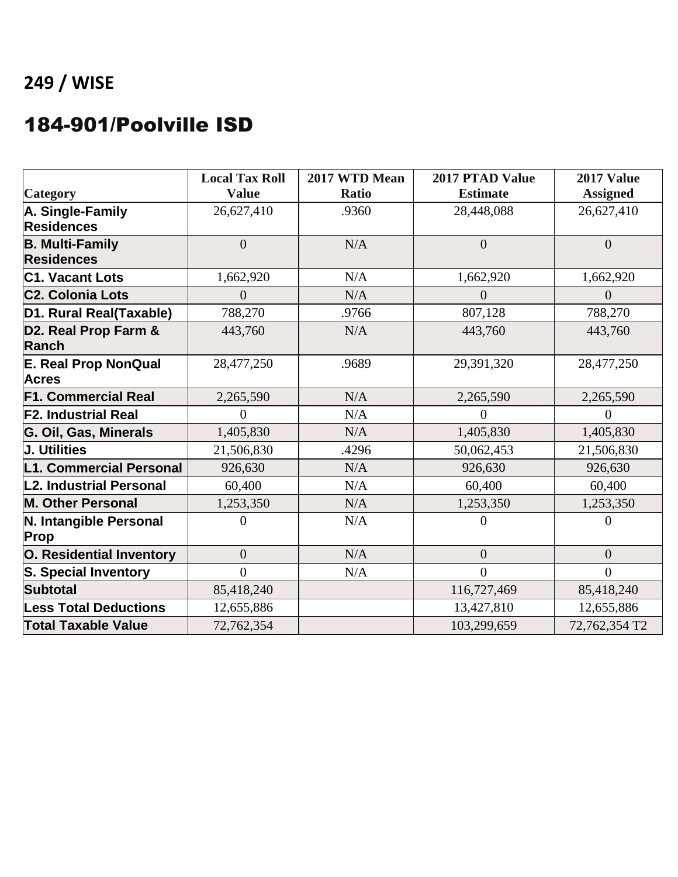## 249 / WISE

# 184-901/Poolville ISD

| Category | Local Tax Roll Value | 2017 WTD Mean Ratio | 2017 PTAD Value Estimate | 2017 Value Assigned |
|---|---|---|---|---|
| **A. Single-Family Residences** | 26,627,410 | .9360 | 28,448,088 | 26,627,410 |
| **B. Multi-Family Residences** | 0 | N/A | 0 | 0 |
| **C1. Vacant Lots** | 1,662,920 | N/A | 1,662,920 | 1,662,920 |
| **C2. Colonia Lots** | 0 | N/A | 0 | 0 |
| **D1. Rural Real(Taxable)** | 788,270 | .9766 | 807,128 | 788,270 |
| **D2. Real Prop Farm & Ranch** | 443,760 | N/A | 443,760 | 443,760 |
| **E. Real Prop NonQual Acres** | 28,477,250 | .9689 | 29,391,320 | 28,477,250 |
| **F1. Commercial Real** | 2,265,590 | N/A | 2,265,590 | 2,265,590 |
| **F2. Industrial Real** | 0 | N/A | 0 | 0 |
| **G. Oil, Gas, Minerals** | 1,405,830 | N/A | 1,405,830 | 1,405,830 |
| **J. Utilities** | 21,506,830 | .4296 | 50,062,453 | 21,506,830 |
| **L1. Commercial Personal** | 926,630 | N/A | 926,630 | 926,630 |
| **L2. Industrial Personal** | 60,400 | N/A | 60,400 | 60,400 |
| **M. Other Personal** | 1,253,350 | N/A | 1,253,350 | 1,253,350 |
| **N. Intangible Personal Prop** | 0 | N/A | 0 | 0 |
| **O. Residential Inventory** | 0 | N/A | 0 | 0 |
| **S. Special Inventory** | 0 | N/A | 0 | 0 |
| **Subtotal** | 85,418,240 | | 116,727,469 | 85,418,240 |
| **Less Total Deductions** | 12,655,886 | | 13,427,810 | 12,655,886 |
| **Total Taxable Value** | 72,762,354 | | 103,299,659 | 72,762,354 T2 |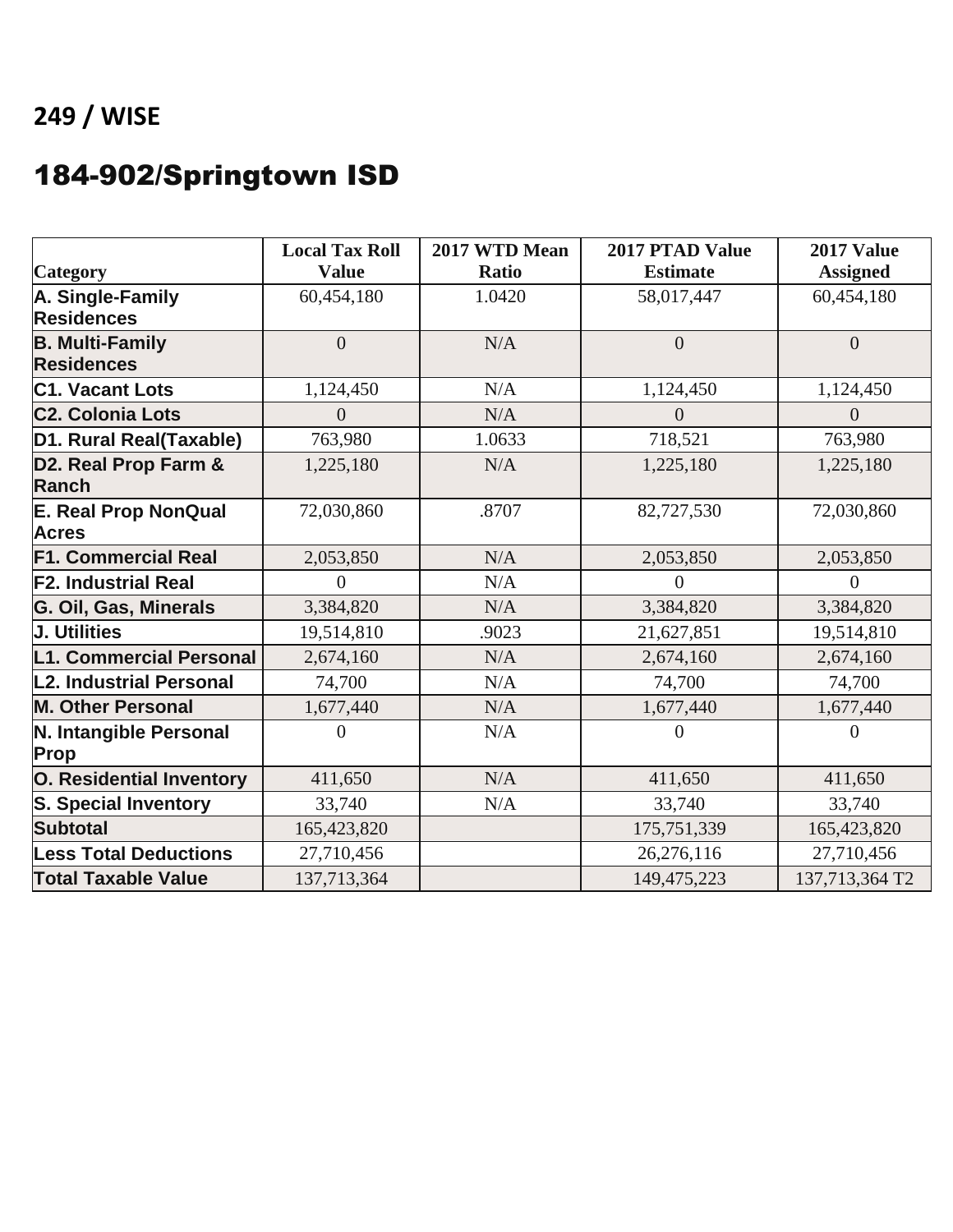## 249 / WISE

# 184-902/Springtown ISD

| Category | Local Tax Roll Value | 2017 WTD Mean Ratio | 2017 PTAD Value Estimate | 2017 Value Assigned |
|---|---|---|---|---|
| A. Single-Family Residences | 60,454,180 | 1.0420 | 58,017,447 | 60,454,180 |
| B. Multi-Family Residences | 0 | N/A | 0 | 0 |
| C1. Vacant Lots | 1,124,450 | N/A | 1,124,450 | 1,124,450 |
| C2. Colonia Lots | 0 | N/A | 0 | 0 |
| D1. Rural Real(Taxable) | 763,980 | 1.0633 | 718,521 | 763,980 |
| D2. Real Prop Farm & Ranch | 1,225,180 | N/A | 1,225,180 | 1,225,180 |
| E. Real Prop NonQual Acres | 72,030,860 | .8707 | 82,727,530 | 72,030,860 |
| F1. Commercial Real | 2,053,850 | N/A | 2,053,850 | 2,053,850 |
| F2. Industrial Real | 0 | N/A | 0 | 0 |
| G. Oil, Gas, Minerals | 3,384,820 | N/A | 3,384,820 | 3,384,820 |
| J. Utilities | 19,514,810 | .9023 | 21,627,851 | 19,514,810 |
| L1. Commercial Personal | 2,674,160 | N/A | 2,674,160 | 2,674,160 |
| L2. Industrial Personal | 74,700 | N/A | 74,700 | 74,700 |
| M. Other Personal | 1,677,440 | N/A | 1,677,440 | 1,677,440 |
| N. Intangible Personal Prop | 0 | N/A | 0 | 0 |
| O. Residential Inventory | 411,650 | N/A | 411,650 | 411,650 |
| S. Special Inventory | 33,740 | N/A | 33,740 | 33,740 |
| Subtotal | 165,423,820 | | 175,751,339 | 165,423,820 |
| Less Total Deductions | 27,710,456 | | 26,276,116 | 27,710,456 |
| Total Taxable Value | 137,713,364 | | 149,475,223 | 137,713,364 T2 |